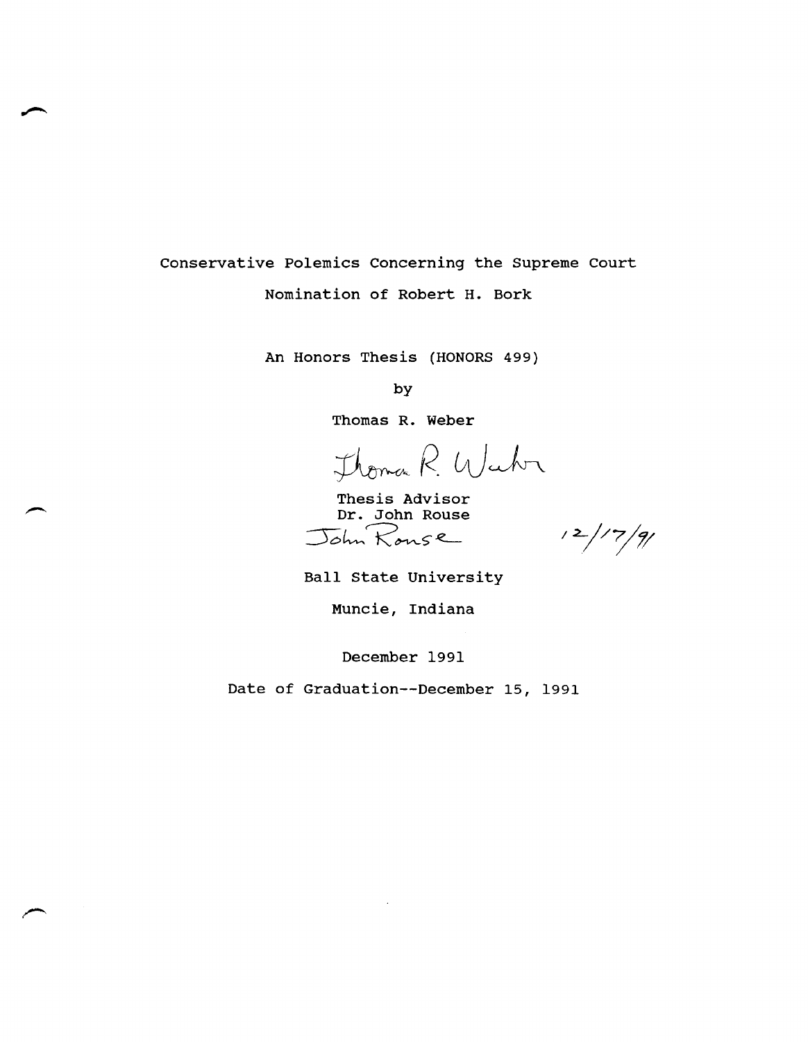# Conservative Polemics Concerning the Supreme Court Nomination of Robert H. Bork

An Honors Thesis (HONORS 499)

by

Thomas R. Weber

Thomas R. Weber

Thesis Advisor
Dr. John Rouse
John Rouse 12/17/91

Ball State University

Muncie, Indiana

December 1991

Date of Graduation--December 15, 1991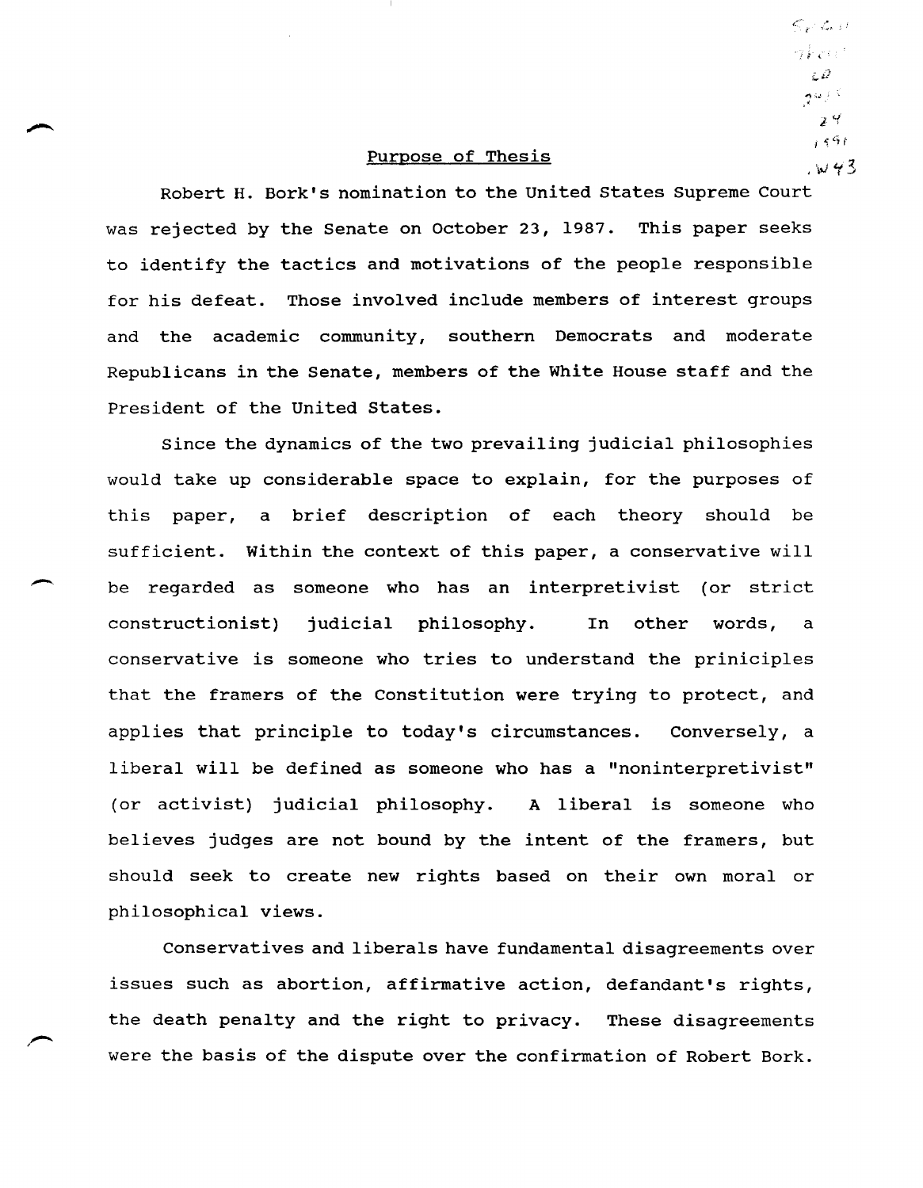## Purpose of Thesis

Robert H. Bork's nomination to the United States Supreme Court was rejected by the Senate on October 23, 1987. This paper seeks to identify the tactics and motivations of the people responsible for his defeat. Those involved include members of interest groups and the academic community, southern Democrats and moderate Republicans in the Senate, members of the White House staff and the President of the United States.

Since the dynamics of the two prevailing judicial philosophies would take up considerable space to explain, for the purposes of this paper, a brief description of each theory should be sufficient. Within the context of this paper, a conservative will be regarded as someone who has an interpretivist (or strict constructionist) judicial philosophy. In other words, a conservative is someone who tries to understand the priniciples that the framers of the Constitution were trying to protect, and applies that principle to today's circumstances. Conversely, a liberal will be defined as someone who has a "noninterpretivist" (or activist) judicial philosophy. A liberal is someone who believes judges are not bound by the intent of the framers, but should seek to create new rights based on their own moral or philosophical views.

Conservatives and liberals have fundamental disagreements over issues such as abortion, affirmative action, defandant's rights, the death penalty and the right to privacy. These disagreements were the basis of the dispute over the confirmation of Robert Bork.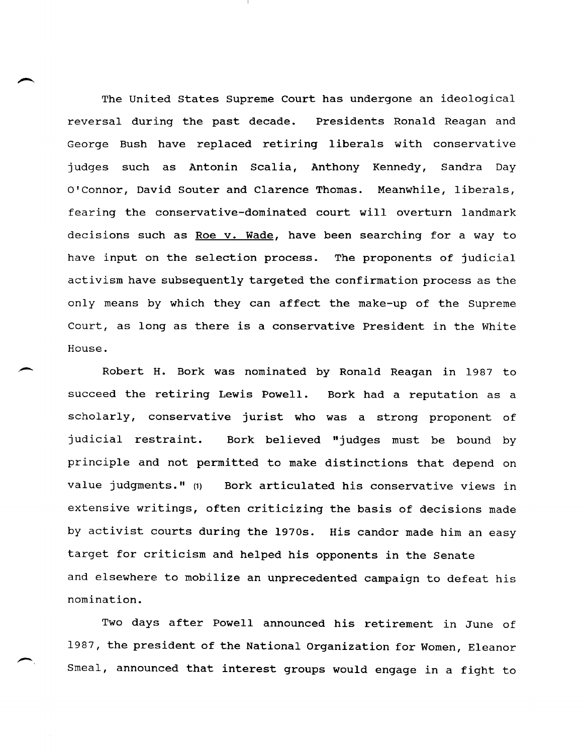The United States Supreme Court has undergone an ideological reversal during the past decade. Presidents Ronald Reagan and George Bush have replaced retiring liberals with conservative judges such as Antonin Scalia, Anthony Kennedy, Sandra Day O'Connor, David Souter and Clarence Thomas. Meanwhile, liberals, fearing the conservative-dominated court will overturn landmark decisions such as <u>Roe v. Wade</u>, have been searching for a way to have input on the selection process. The proponents of judicial activism have subsequently targeted the confirmation process as the only means by which they can affect the make-up of the Supreme Court, as long as there is a conservative President in the White House.

Robert H. Bork was nominated by Ronald Reagan in 1987 to succeed the retiring Lewis Powell. Bork had a reputation as a scholarly, conservative jurist who was a strong proponent of judicial restraint. Bork believed "judges must be bound by principle and not permitted to make distinctions that depend on value judgments." (1) Bork articulated his conservative views in extensive writings, often criticizing the basis of decisions made by activist courts during the 1970s. His candor made him an easy target for criticism and helped his opponents in the Senate and elsewhere to mobilize an unprecedented campaign to defeat his nomination.

Two days after Powell announced his retirement in June of 1987, the president of the National Organization for Women, Eleanor Smeal, announced that interest groups would engage in a fight to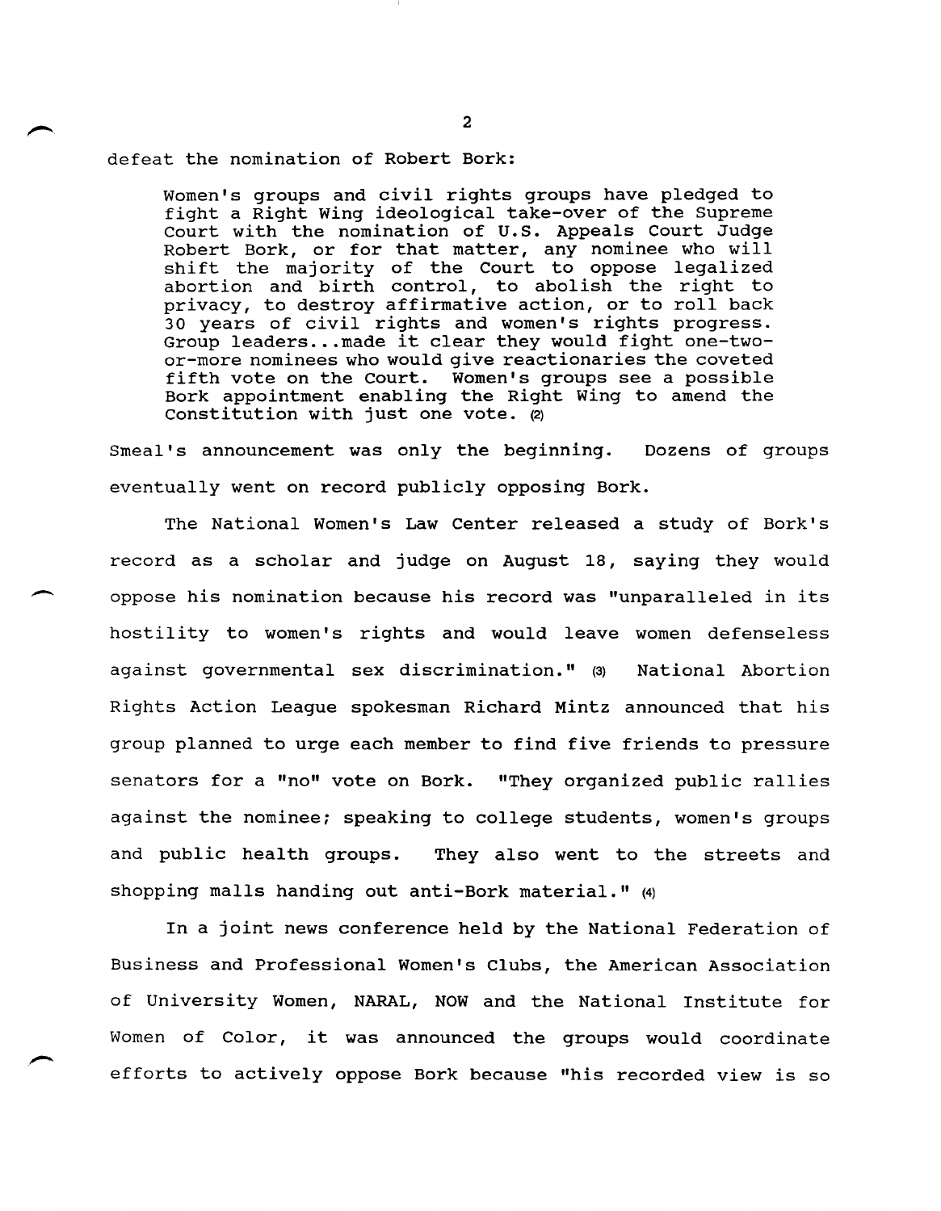defeat the nomination of Robert Bork:

> Women's groups and civil rights groups have pledged to fight a Right Wing ideological take-over of the Supreme Court with the nomination of U.S. Appeals Court Judge Robert Bork, or for that matter, any nominee who will shift the majority of the Court to oppose legalized abortion and birth control, to abolish the right to privacy, to destroy affirmative action, or to roll back 30 years of civil rights and women's rights progress. Group leaders...made it clear they would fight one-two-or-more nominees who would give reactionaries the coveted fifth vote on the Court. Women's groups see a possible Bork appointment enabling the Right Wing to amend the Constitution with just one vote. (2)

Smeal's announcement was only the beginning. Dozens of groups eventually went on record publicly opposing Bork.

The National Women's Law Center released a study of Bork's record as a scholar and judge on August 18, saying they would oppose his nomination because his record was "unparalleled in its hostility to women's rights and would leave women defenseless against governmental sex discrimination." (3) National Abortion Rights Action League spokesman Richard Mintz announced that his group planned to urge each member to find five friends to pressure senators for a "no" vote on Bork. "They organized public rallies against the nominee; speaking to college students, women's groups and public health groups. They also went to the streets and shopping malls handing out anti-Bork material." (4)

In a joint news conference held by the National Federation of Business and Professional Women's Clubs, the American Association of University Women, NARAL, NOW and the National Institute for Women of Color, it was announced the groups would coordinate efforts to actively oppose Bork because "his recorded view is so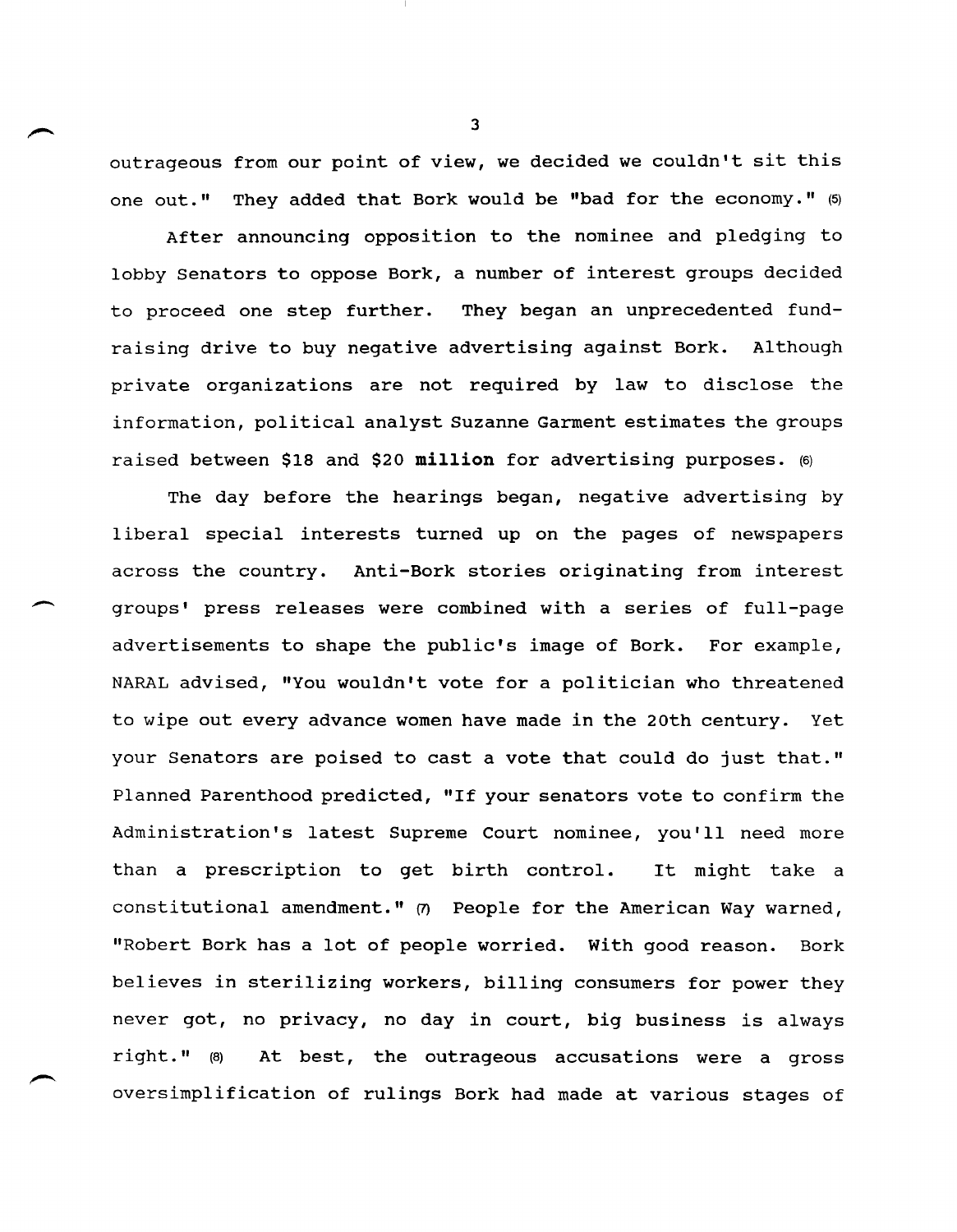outrageous from our point of view, we decided we couldn't sit this one out." They added that Bork would be "bad for the economy." (5)

After announcing opposition to the nominee and pledging to lobby Senators to oppose Bork, a number of interest groups decided to proceed one step further. They began an unprecedented fund-raising drive to buy negative advertising against Bork. Although private organizations are not required by law to disclose the information, political analyst Suzanne Garment estimates the groups raised between $18 and $20 **million** for advertising purposes. (6)

The day before the hearings began, negative advertising by liberal special interests turned up on the pages of newspapers across the country. Anti-Bork stories originating from interest groups' press releases were combined with a series of full-page advertisements to shape the public's image of Bork. For example, NARAL advised, "You wouldn't vote for a politician who threatened to wipe out every advance women have made in the 20th century. Yet your Senators are poised to cast a vote that could do just that." Planned Parenthood predicted, "If your senators vote to confirm the Administration's latest Supreme Court nominee, you'll need more than a prescription to get birth control. It might take a constitutional amendment." (7) People for the American Way warned, "Robert Bork has a lot of people worried. With good reason. Bork believes in sterilizing workers, billing consumers for power they never got, no privacy, no day in court, big business is always right." (8) At best, the outrageous accusations were a gross oversimplification of rulings Bork had made at various stages of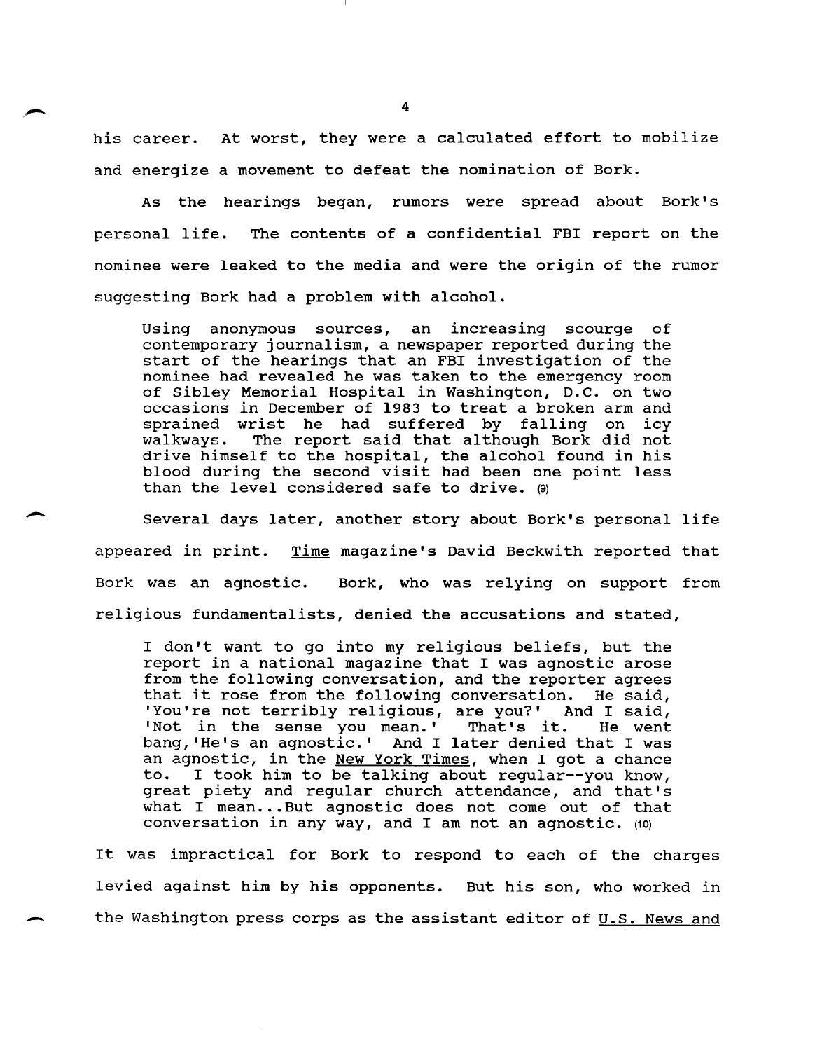his career. At worst, they were a calculated effort to mobilize and energize a movement to defeat the nomination of Bork.

As the hearings began, rumors were spread about Bork's personal life. The contents of a confidential FBI report on the nominee were leaked to the media and were the origin of the rumor suggesting Bork had a problem with alcohol.

> Using anonymous sources, an increasing scourge of contemporary journalism, a newspaper reported during the start of the hearings that an FBI investigation of the nominee had revealed he was taken to the emergency room of Sibley Memorial Hospital in Washington, D.C. on two occasions in December of 1983 to treat a broken arm and sprained wrist he had suffered by falling on icy walkways. The report said that although Bork did not drive himself to the hospital, the alcohol found in his blood during the second visit had been one point less than the level considered safe to drive. (9)

Several days later, another story about Bork's personal life appeared in print. Time magazine's David Beckwith reported that Bork was an agnostic. Bork, who was relying on support from religious fundamentalists, denied the accusations and stated,

> I don't want to go into my religious beliefs, but the report in a national magazine that I was agnostic arose from the following conversation, and the reporter agrees that it rose from the following conversation. He said, 'You're not terribly religious, are you?' And I said, 'Not in the sense you mean.' That's it. He went bang,'He's an agnostic.' And I later denied that I was an agnostic, in the New York Times, when I got a chance to. I took him to be talking about regular--you know, great piety and regular church attendance, and that's what I mean...But agnostic does not come out of that conversation in any way, and I am not an agnostic. (10)

It was impractical for Bork to respond to each of the charges levied against him by his opponents. But his son, who worked in the Washington press corps as the assistant editor of U.S. News and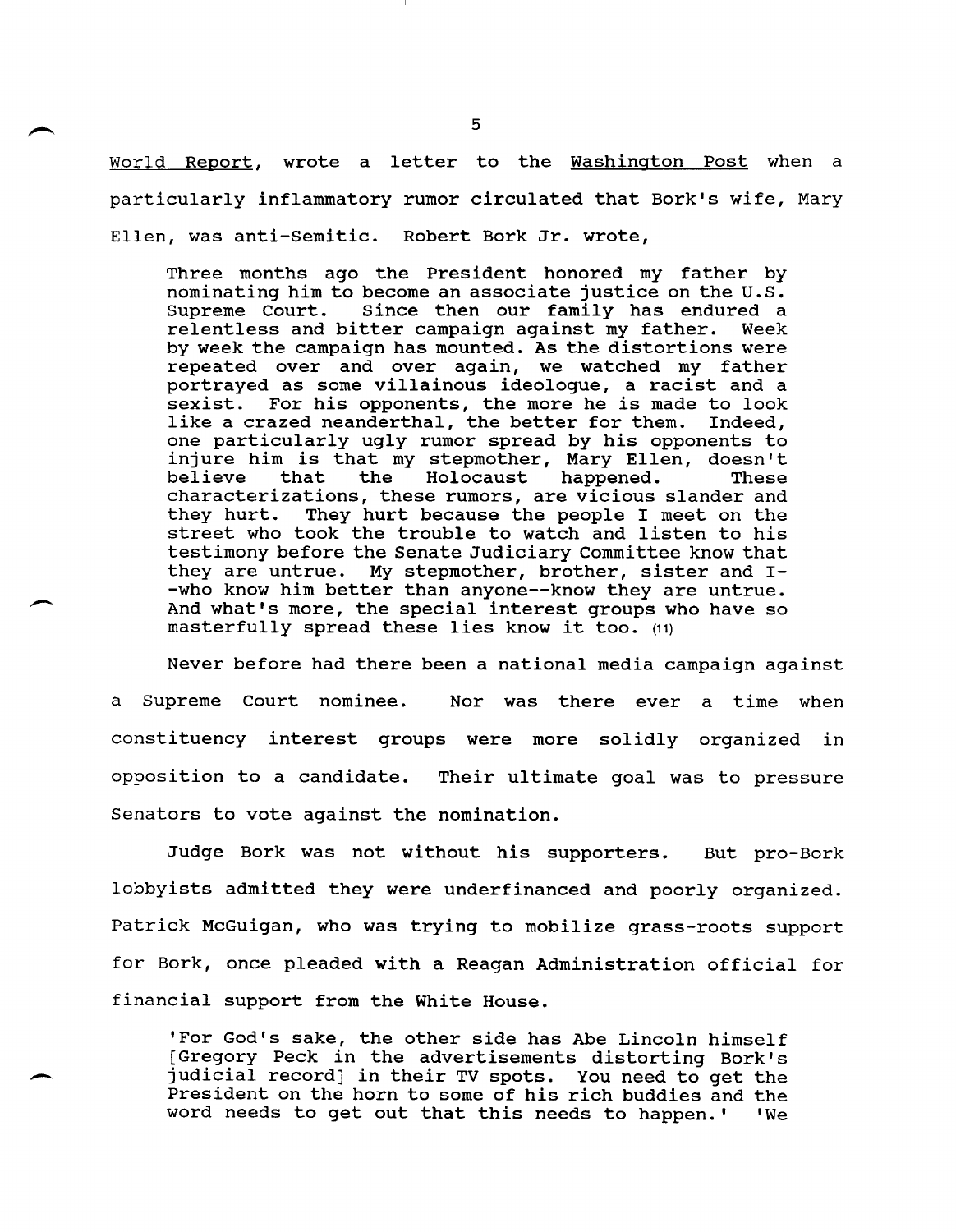World Report, wrote a letter to the Washington Post when a particularly inflammatory rumor circulated that Bork's wife, Mary Ellen, was anti-Semitic. Robert Bork Jr. wrote,

> Three months ago the President honored my father by nominating him to become an associate justice on the U.S. Supreme Court. Since then our family has endured a relentless and bitter campaign against my father. Week by week the campaign has mounted. As the distortions were repeated over and over again, we watched my father portrayed as some villainous ideologue, a racist and a sexist. For his opponents, the more he is made to look like a crazed neanderthal, the better for them. Indeed, one particularly ugly rumor spread by his opponents to injure him is that my stepmother, Mary Ellen, doesn't believe that the Holocaust happened. These characterizations, these rumors, are vicious slander and they hurt. They hurt because the people I meet on the street who took the trouble to watch and listen to his testimony before the Senate Judiciary Committee know that they are untrue. My stepmother, brother, sister and I--who know him better than anyone--know they are untrue. And what's more, the special interest groups who have so masterfully spread these lies know it too. (11)

Never before had there been a national media campaign against a Supreme Court nominee. Nor was there ever a time when constituency interest groups were more solidly organized in opposition to a candidate. Their ultimate goal was to pressure Senators to vote against the nomination.

Judge Bork was not without his supporters. But pro-Bork lobbyists admitted they were underfinanced and poorly organized. Patrick McGuigan, who was trying to mobilize grass-roots support for Bork, once pleaded with a Reagan Administration official for financial support from the White House.

> 'For God's sake, the other side has Abe Lincoln himself [Gregory Peck in the advertisements distorting Bork's judicial record] in their TV spots. You need to get the President on the horn to some of his rich buddies and the word needs to get out that this needs to happen.' 'We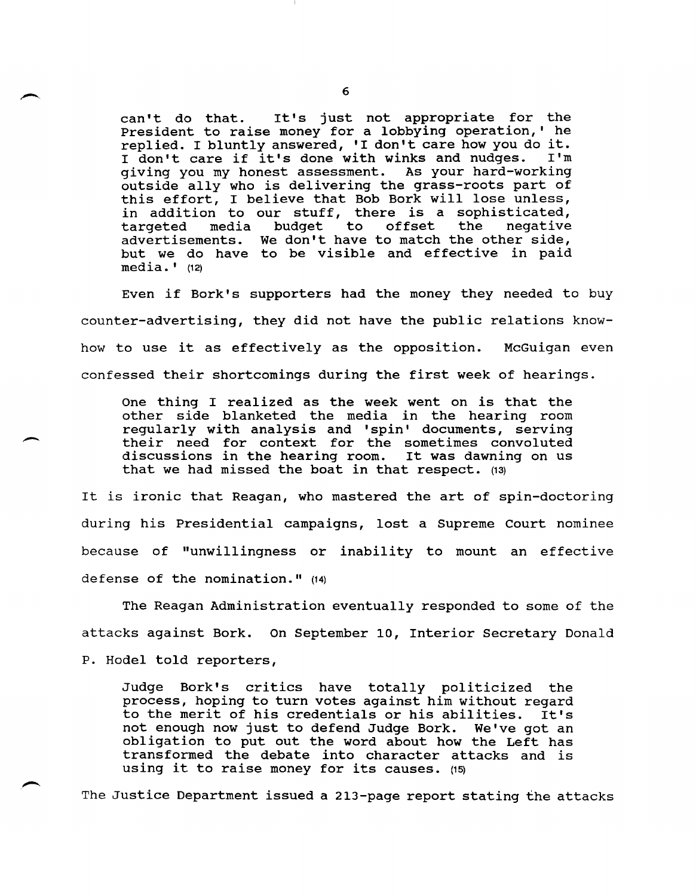can't do that. It's just not appropriate for the President to raise money for a lobbying operation,' he replied. I bluntly answered, 'I don't care how you do it. I don't care if it's done with winks and nudges. I'm giving you my honest assessment. As your hard-working outside ally who is delivering the grass-roots part of this effort, I believe that Bob Bork will lose unless, in addition to our stuff, there is a sophisticated, targeted media budget to offset the negative advertisements. We don't have to match the other side, but we do have to be visible and effective in paid media.' (12)

Even if Bork's supporters had the money they needed to buy counter-advertising, they did not have the public relations know-how to use it as effectively as the opposition. McGuigan even confessed their shortcomings during the first week of hearings.

> One thing I realized as the week went on is that the other side blanketed the media in the hearing room regularly with analysis and 'spin' documents, serving their need for context for the sometimes convoluted discussions in the hearing room. It was dawning on us that we had missed the boat in that respect. (13)

It is ironic that Reagan, who mastered the art of spin-doctoring during his Presidential campaigns, lost a Supreme Court nominee because of "unwillingness or inability to mount an effective defense of the nomination." (14)

The Reagan Administration eventually responded to some of the attacks against Bork. On September 10, Interior Secretary Donald P. Hodel told reporters,

> Judge Bork's critics have totally politicized the process, hoping to turn votes against him without regard to the merit of his credentials or his abilities. It's not enough now just to defend Judge Bork. We've got an obligation to put out the word about how the Left has transformed the debate into character attacks and is using it to raise money for its causes. (15)

The Justice Department issued a 213-page report stating the attacks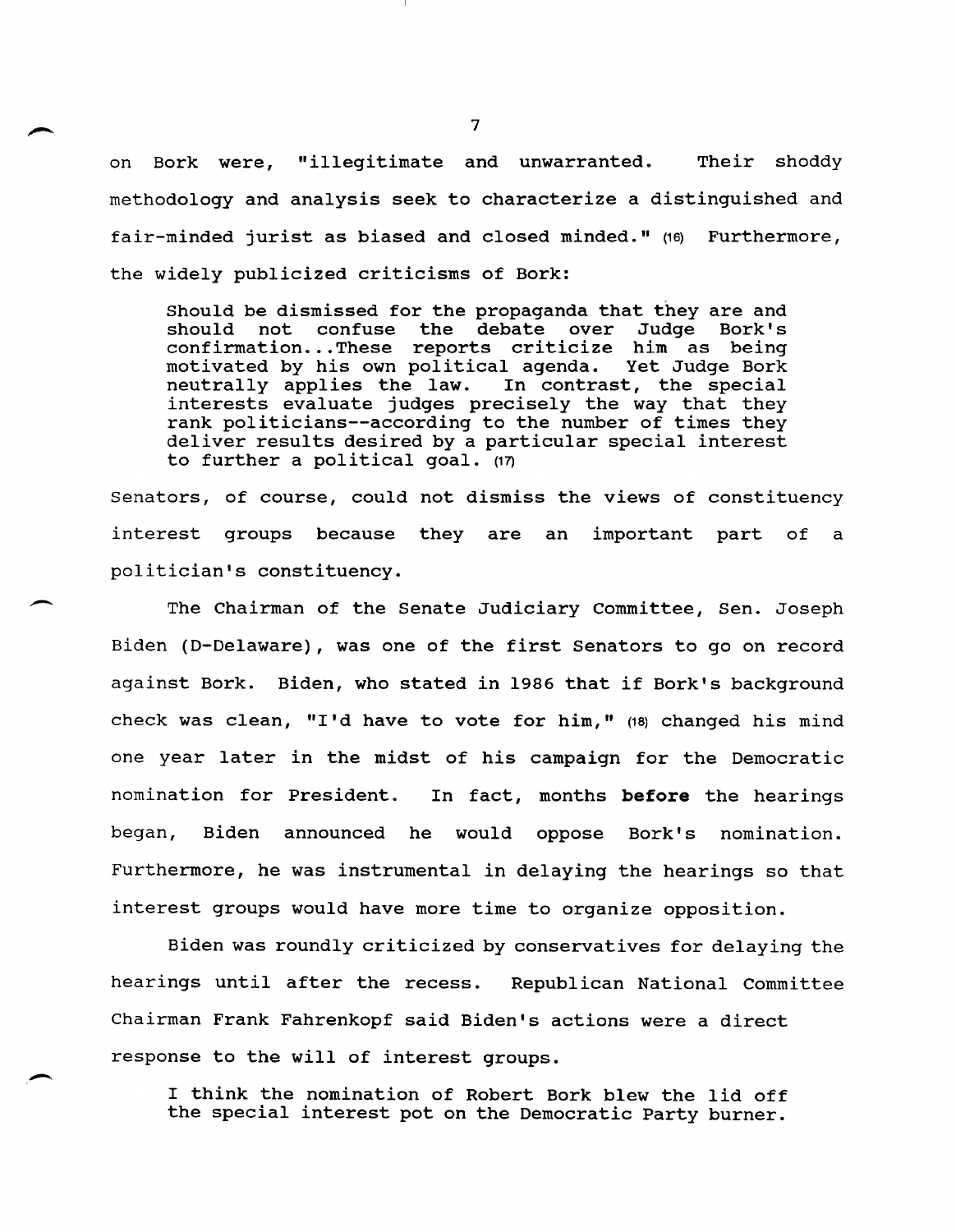on Bork were, "illegitimate and unwarranted. Their shoddy methodology and analysis seek to characterize a distinguished and fair-minded jurist as biased and closed minded." (16) Furthermore, the widely publicized criticisms of Bork:

> Should be dismissed for the propaganda that they are and should not confuse the debate over Judge Bork's confirmation...These reports criticize him as being motivated by his own political agenda. Yet Judge Bork neutrally applies the law. In contrast, the special interests evaluate judges precisely the way that they rank politicians--according to the number of times they deliver results desired by a particular special interest to further a political goal. (17)

Senators, of course, could not dismiss the views of constituency interest groups because they are an important part of a politician's constituency.

The Chairman of the Senate Judiciary Committee, Sen. Joseph Biden (D-Delaware), was one of the first Senators to go on record against Bork. Biden, who stated in 1986 that if Bork's background check was clean, "I'd have to vote for him," (18) changed his mind one year later in the midst of his campaign for the Democratic nomination for President. In fact, months **before** the hearings began, Biden announced he would oppose Bork's nomination. Furthermore, he was instrumental in delaying the hearings so that interest groups would have more time to organize opposition.

Biden was roundly criticized by conservatives for delaying the hearings until after the recess. Republican National Committee Chairman Frank Fahrenkopf said Biden's actions were a direct response to the will of interest groups.

> I think the nomination of Robert Bork blew the lid off the special interest pot on the Democratic Party burner.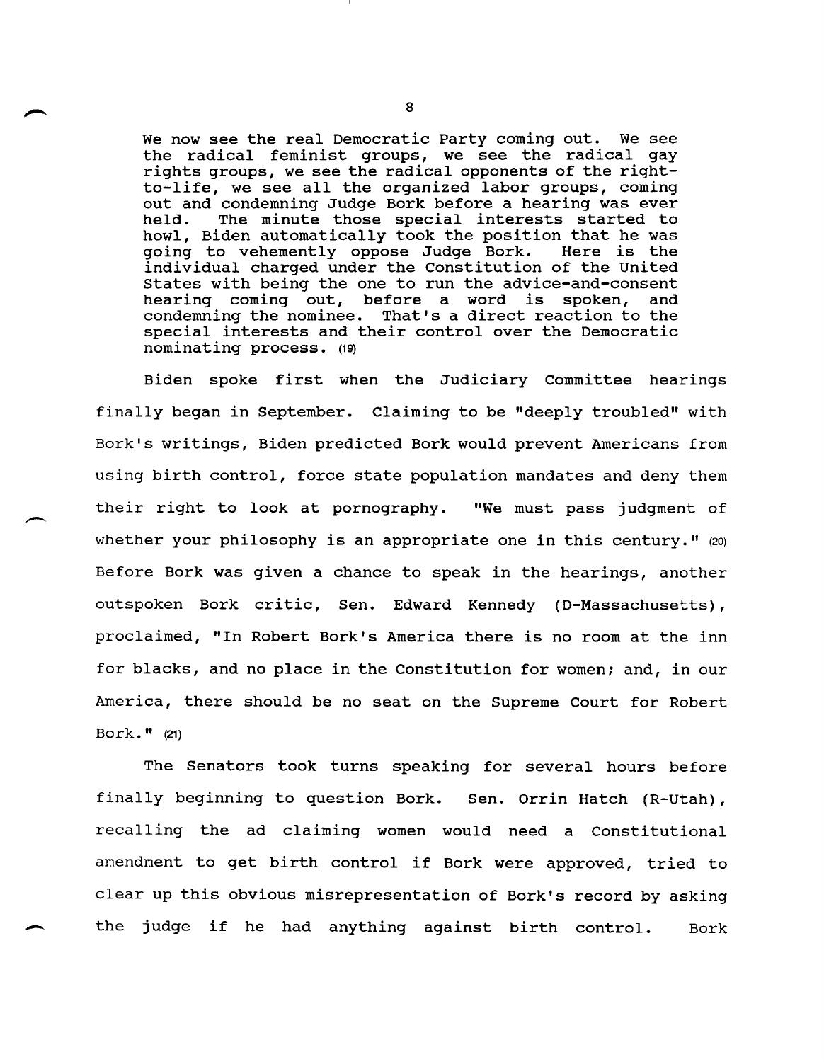> We now see the real Democratic Party coming out. We see the radical feminist groups, we see the radical gay rights groups, we see the radical opponents of the right-to-life, we see all the organized labor groups, coming out and condemning Judge Bork before a hearing was ever held. The minute those special interests started to howl, Biden automatically took the position that he was going to vehemently oppose Judge Bork. Here is the individual charged under the Constitution of the United States with being the one to run the advice-and-consent hearing coming out, before a word is spoken, and condemning the nominee. That's a direct reaction to the special interests and their control over the Democratic nominating process. (19)

Biden spoke first when the Judiciary Committee hearings finally began in September. Claiming to be "deeply troubled" with Bork's writings, Biden predicted Bork would prevent Americans from using birth control, force state population mandates and deny them their right to look at pornography. "We must pass judgment of whether your philosophy is an appropriate one in this century." (20) Before Bork was given a chance to speak in the hearings, another outspoken Bork critic, Sen. Edward Kennedy (D-Massachusetts), proclaimed, "In Robert Bork's America there is no room at the inn for blacks, and no place in the Constitution for women; and, in our America, there should be no seat on the Supreme Court for Robert Bork." (21)

The Senators took turns speaking for several hours before finally beginning to question Bork. Sen. Orrin Hatch (R-Utah), recalling the ad claiming women would need a Constitutional amendment to get birth control if Bork were approved, tried to clear up this obvious misrepresentation of Bork's record by asking the judge if he had anything against birth control. Bork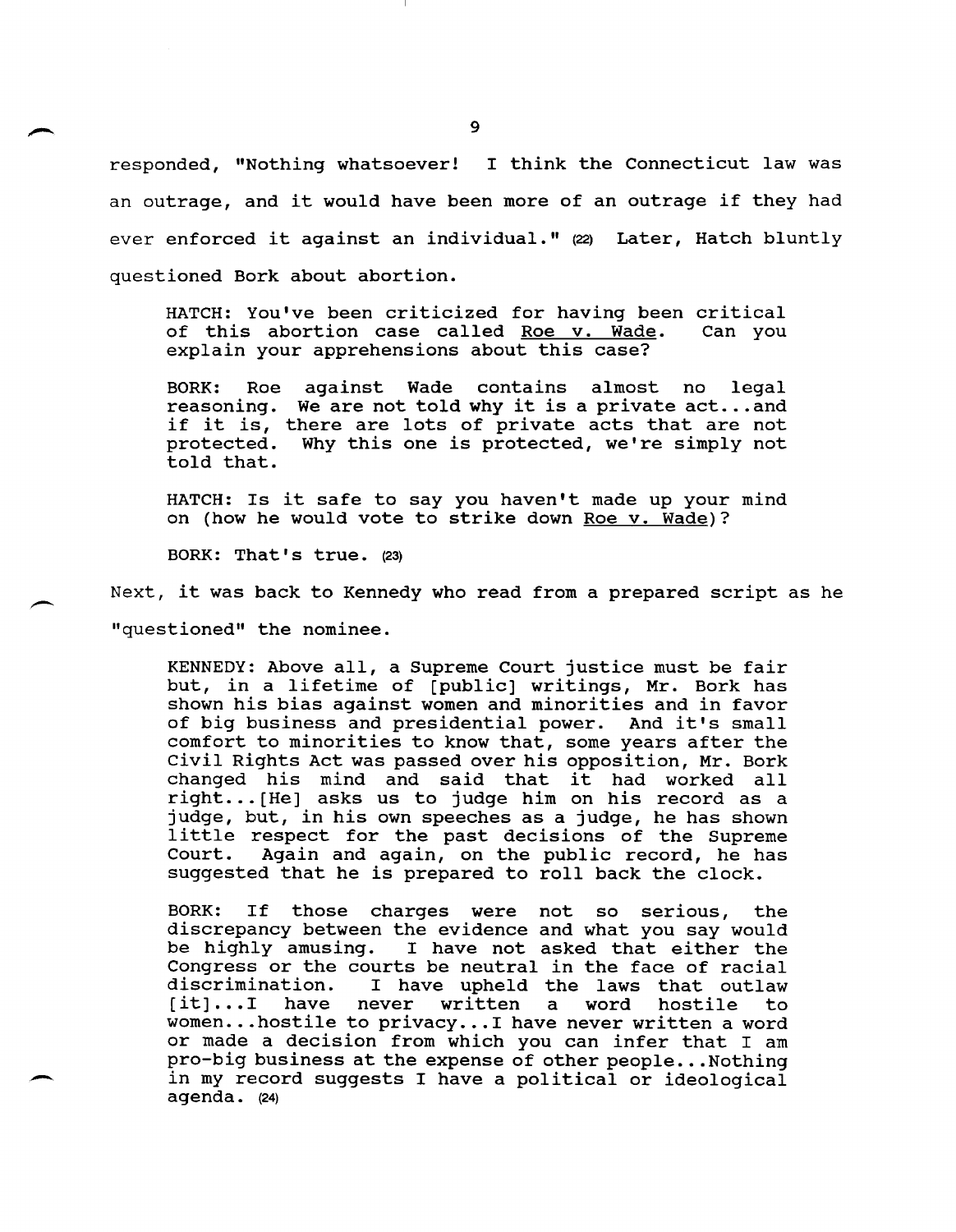responded, "Nothing whatsoever! I think the Connecticut law was an outrage, and it would have been more of an outrage if they had ever enforced it against an individual." (22) Later, Hatch bluntly questioned Bork about abortion.

> HATCH: You've been criticized for having been critical of this abortion case called Roe v. Wade. Can you explain your apprehensions about this case?
>
> BORK: Roe against Wade contains almost no legal reasoning. We are not told why it is a private act...and if it is, there are lots of private acts that are not protected. Why this one is protected, we're simply not told that.
>
> HATCH: Is it safe to say you haven't made up your mind on (how he would vote to strike down Roe v. Wade)?
>
> BORK: That's true. (23)

Next, it was back to Kennedy who read from a prepared script as he "questioned" the nominee.

> KENNEDY: Above all, a Supreme Court justice must be fair but, in a lifetime of [public] writings, Mr. Bork has shown his bias against women and minorities and in favor of big business and presidential power. And it's small comfort to minorities to know that, some years after the Civil Rights Act was passed over his opposition, Mr. Bork changed his mind and said that it had worked all right...[He] asks us to judge him on his record as a judge, but, in his own speeches as a judge, he has shown little respect for the past decisions of the Supreme Court. Again and again, on the public record, he has suggested that he is prepared to roll back the clock.
>
> BORK: If those charges were not so serious, the discrepancy between the evidence and what you say would be highly amusing. I have not asked that either the Congress or the courts be neutral in the face of racial discrimination. I have upheld the laws that outlaw [it]...I have never written a word hostile to women...hostile to privacy...I have never written a word or made a decision from which you can infer that I am pro-big business at the expense of other people...Nothing in my record suggests I have a political or ideological agenda. (24)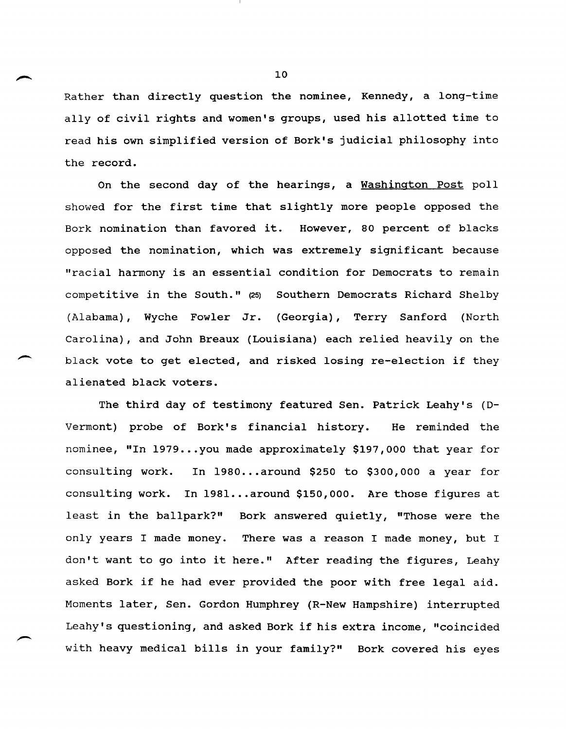Rather than directly question the nominee, Kennedy, a long-time ally of civil rights and women's groups, used his allotted time to read his own simplified version of Bork's judicial philosophy into the record.

On the second day of the hearings, a Washington Post poll showed for the first time that slightly more people opposed the Bork nomination than favored it. However, 80 percent of blacks opposed the nomination, which was extremely significant because "racial harmony is an essential condition for Democrats to remain competitive in the South." (25) Southern Democrats Richard Shelby (Alabama), Wyche Fowler Jr. (Georgia), Terry Sanford (North Carolina), and John Breaux (Louisiana) each relied heavily on the black vote to get elected, and risked losing re-election if they alienated black voters.

The third day of testimony featured Sen. Patrick Leahy's (D-Vermont) probe of Bork's financial history. He reminded the nominee, "In 1979...you made approximately $197,000 that year for consulting work. In 1980...around $250 to $300,000 a year for consulting work. In 1981...around $150,000. Are those figures at least in the ballpark?" Bork answered quietly, "Those were the only years I made money. There was a reason I made money, but I don't want to go into it here." After reading the figures, Leahy asked Bork if he had ever provided the poor with free legal aid. Moments later, Sen. Gordon Humphrey (R-New Hampshire) interrupted Leahy's questioning, and asked Bork if his extra income, "coincided with heavy medical bills in your family?" Bork covered his eyes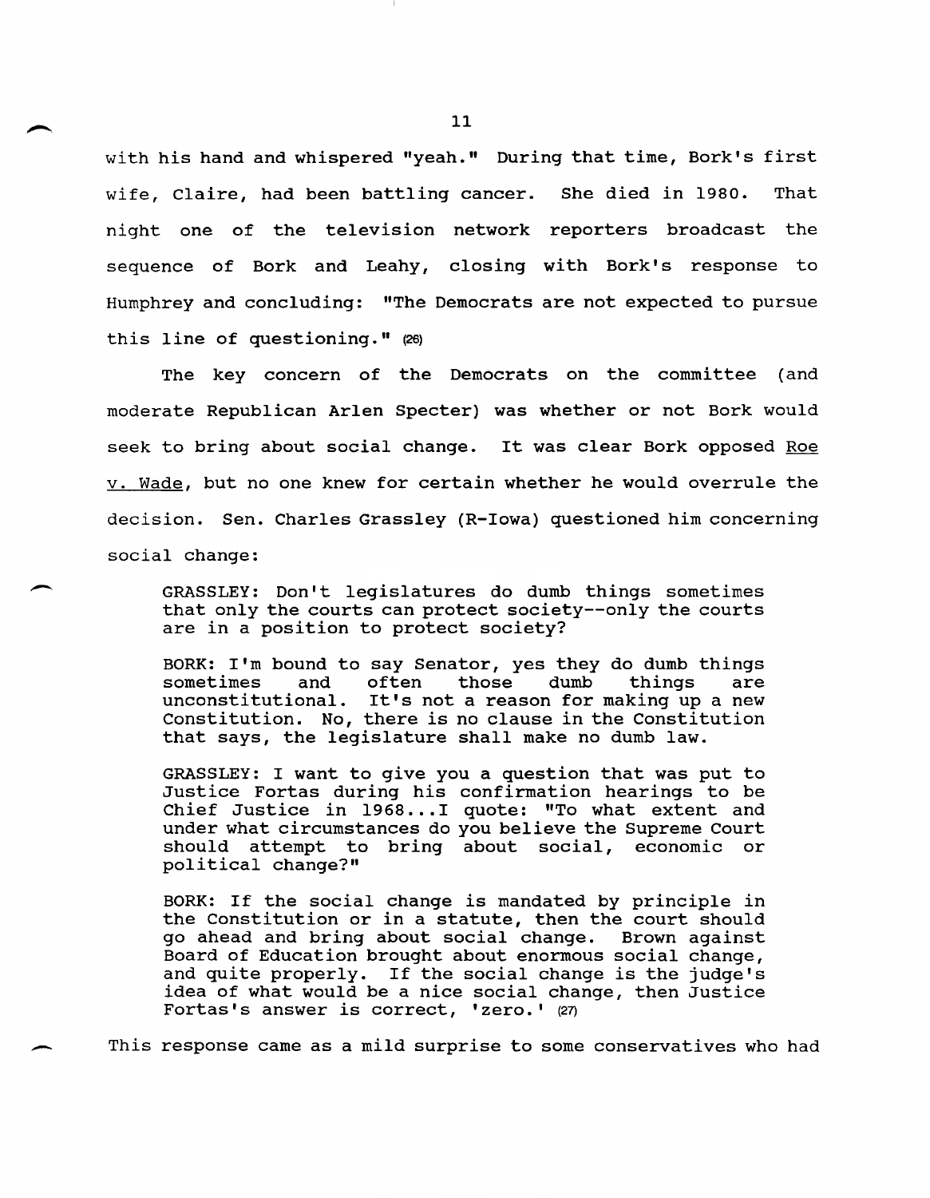with his hand and whispered "yeah." During that time, Bork's first wife, Claire, had been battling cancer. She died in 1980. That night one of the television network reporters broadcast the sequence of Bork and Leahy, closing with Bork's response to Humphrey and concluding: "The Democrats are not expected to pursue this line of questioning." (26)

The key concern of the Democrats on the committee (and moderate Republican Arlen Specter) was whether or not Bork would seek to bring about social change. It was clear Bork opposed Roe v. Wade, but no one knew for certain whether he would overrule the decision. Sen. Charles Grassley (R-Iowa) questioned him concerning social change:

> GRASSLEY: Don't legislatures do dumb things sometimes that only the courts can protect society--only the courts are in a position to protect society?
>
> BORK: I'm bound to say Senator, yes they do dumb things sometimes and often those dumb things are unconstitutional. It's not a reason for making up a new Constitution. No, there is no clause in the Constitution that says, the legislature shall make no dumb law.
>
> GRASSLEY: I want to give you a question that was put to Justice Fortas during his confirmation hearings to be Chief Justice in 1968...I quote: "To what extent and under what circumstances do you believe the Supreme Court should attempt to bring about social, economic or political change?"
>
> BORK: If the social change is mandated by principle in the Constitution or in a statute, then the court should go ahead and bring about social change. Brown against Board of Education brought about enormous social change, and quite properly. If the social change is the judge's idea of what would be a nice social change, then Justice Fortas's answer is correct, 'zero.' (27)

This response came as a mild surprise to some conservatives who had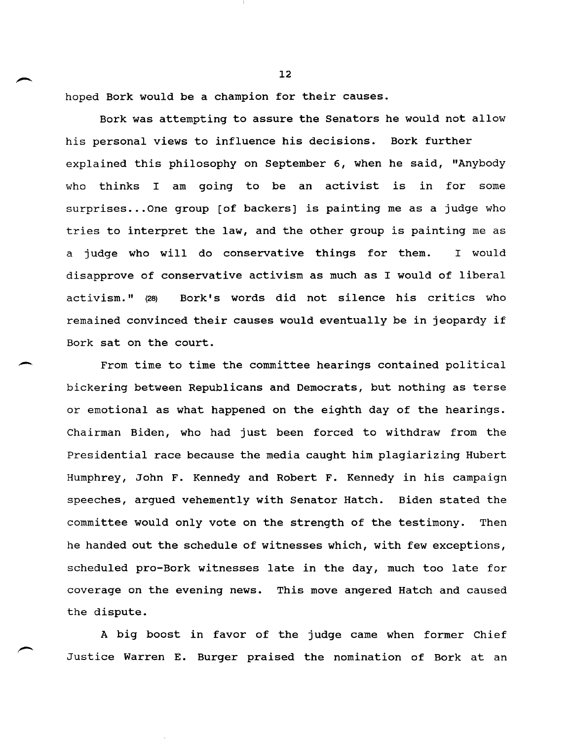hoped Bork would be a champion for their causes.

Bork was attempting to assure the Senators he would not allow his personal views to influence his decisions. Bork further explained this philosophy on September 6, when he said, "Anybody who thinks I am going to be an activist is in for some surprises...One group [of backers] is painting me as a judge who tries to interpret the law, and the other group is painting me as a judge who will do conservative things for them. I would disapprove of conservative activism as much as I would of liberal activism." (28) Bork's words did not silence his critics who remained convinced their causes would eventually be in jeopardy if Bork sat on the court.

From time to time the committee hearings contained political bickering between Republicans and Democrats, but nothing as terse or emotional as what happened on the eighth day of the hearings. Chairman Biden, who had just been forced to withdraw from the Presidential race because the media caught him plagiarizing Hubert Humphrey, John F. Kennedy and Robert F. Kennedy in his campaign speeches, argued vehemently with Senator Hatch. Biden stated the committee would only vote on the strength of the testimony. Then he handed out the schedule of witnesses which, with few exceptions, scheduled pro-Bork witnesses late in the day, much too late for coverage on the evening news. This move angered Hatch and caused the dispute.

A big boost in favor of the judge came when former Chief Justice Warren E. Burger praised the nomination of Bork at an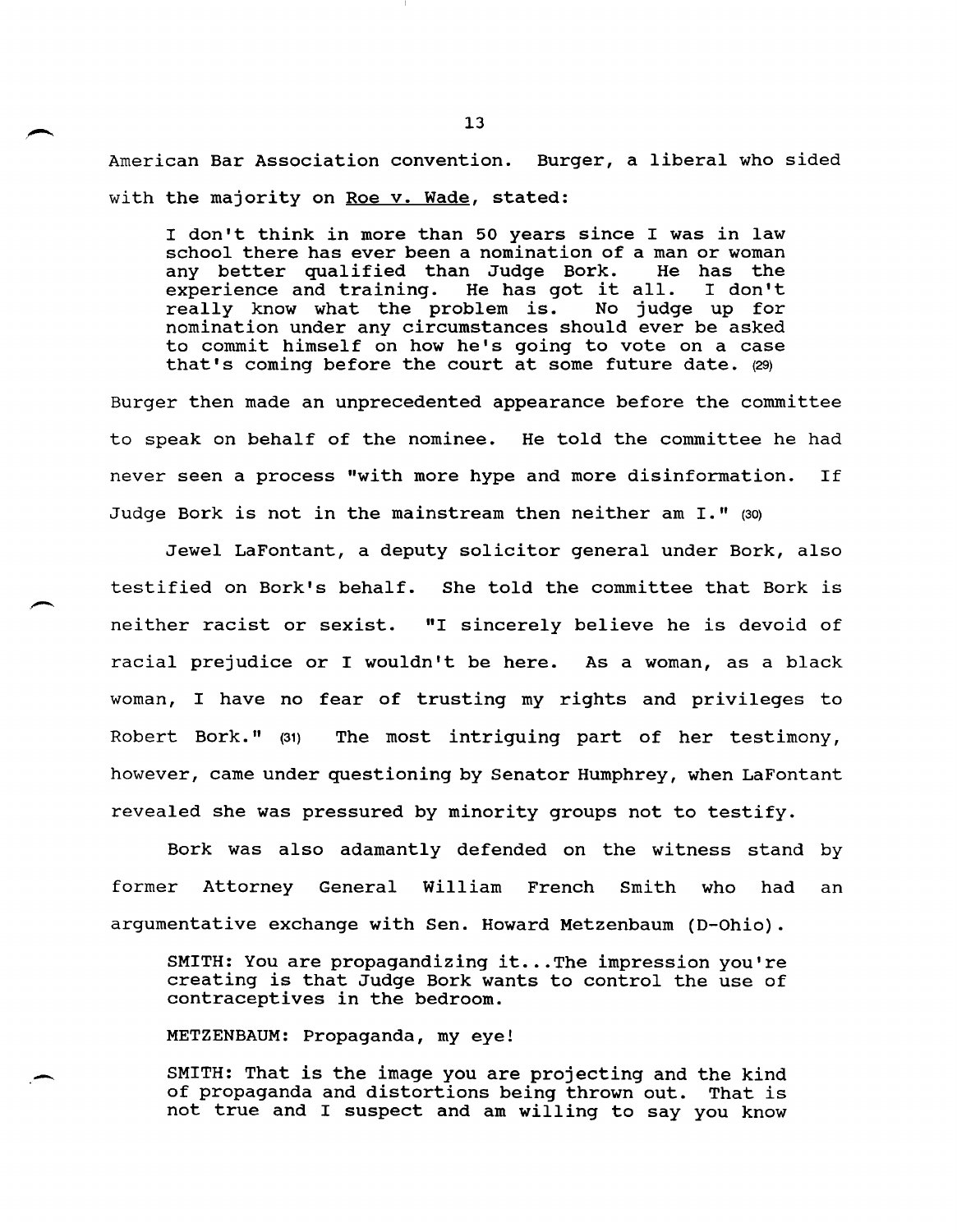American Bar Association convention. Burger, a liberal who sided with the majority on Roe v. Wade, stated:

> I don't think in more than 50 years since I was in law school there has ever been a nomination of a man or woman any better qualified than Judge Bork. He has the experience and training. He has got it all. I don't really know what the problem is. No judge up for nomination under any circumstances should ever be asked to commit himself on how he's going to vote on a case that's coming before the court at some future date. (29)

Burger then made an unprecedented appearance before the committee to speak on behalf of the nominee. He told the committee he had never seen a process "with more hype and more disinformation. If Judge Bork is not in the mainstream then neither am I." (30)

Jewel LaFontant, a deputy solicitor general under Bork, also testified on Bork's behalf. She told the committee that Bork is neither racist or sexist. "I sincerely believe he is devoid of racial prejudice or I wouldn't be here. As a woman, as a black woman, I have no fear of trusting my rights and privileges to Robert Bork." (31) The most intriguing part of her testimony, however, came under questioning by Senator Humphrey, when LaFontant revealed she was pressured by minority groups not to testify.

Bork was also adamantly defended on the witness stand by former Attorney General William French Smith who had an argumentative exchange with Sen. Howard Metzenbaum (D-Ohio).

> SMITH: You are propagandizing it...The impression you're creating is that Judge Bork wants to control the use of contraceptives in the bedroom.
>
> METZENBAUM: Propaganda, my eye!
>
> SMITH: That is the image you are projecting and the kind of propaganda and distortions being thrown out. That is not true and I suspect and am willing to say you know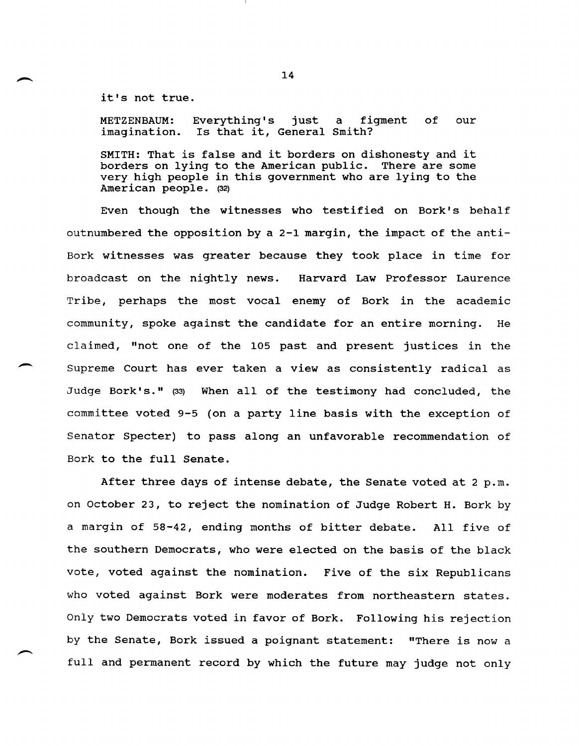it's not true.

METZENBAUM: Everything's just a figment of our imagination. Is that it, General Smith?

SMITH: That is false and it borders on dishonesty and it borders on lying to the American public. There are some very high people in this government who are lying to the American people. (32)

Even though the witnesses who testified on Bork's behalf outnumbered the opposition by a 2-1 margin, the impact of the anti-Bork witnesses was greater because they took place in time for broadcast on the nightly news. Harvard Law Professor Laurence Tribe, perhaps the most vocal enemy of Bork in the academic community, spoke against the candidate for an entire morning. He claimed, "not one of the 105 past and present justices in the Supreme Court has ever taken a view as consistently radical as Judge Bork's." (33) When all of the testimony had concluded, the committee voted 9-5 (on a party line basis with the exception of Senator Specter) to pass along an unfavorable recommendation of Bork to the full Senate.

After three days of intense debate, the Senate voted at 2 p.m. on October 23, to reject the nomination of Judge Robert H. Bork by a margin of 58-42, ending months of bitter debate. All five of the southern Democrats, who were elected on the basis of the black vote, voted against the nomination. Five of the six Republicans who voted against Bork were moderates from northeastern states. Only two Democrats voted in favor of Bork. Following his rejection by the Senate, Bork issued a poignant statement: "There is now a full and permanent record by which the future may judge not only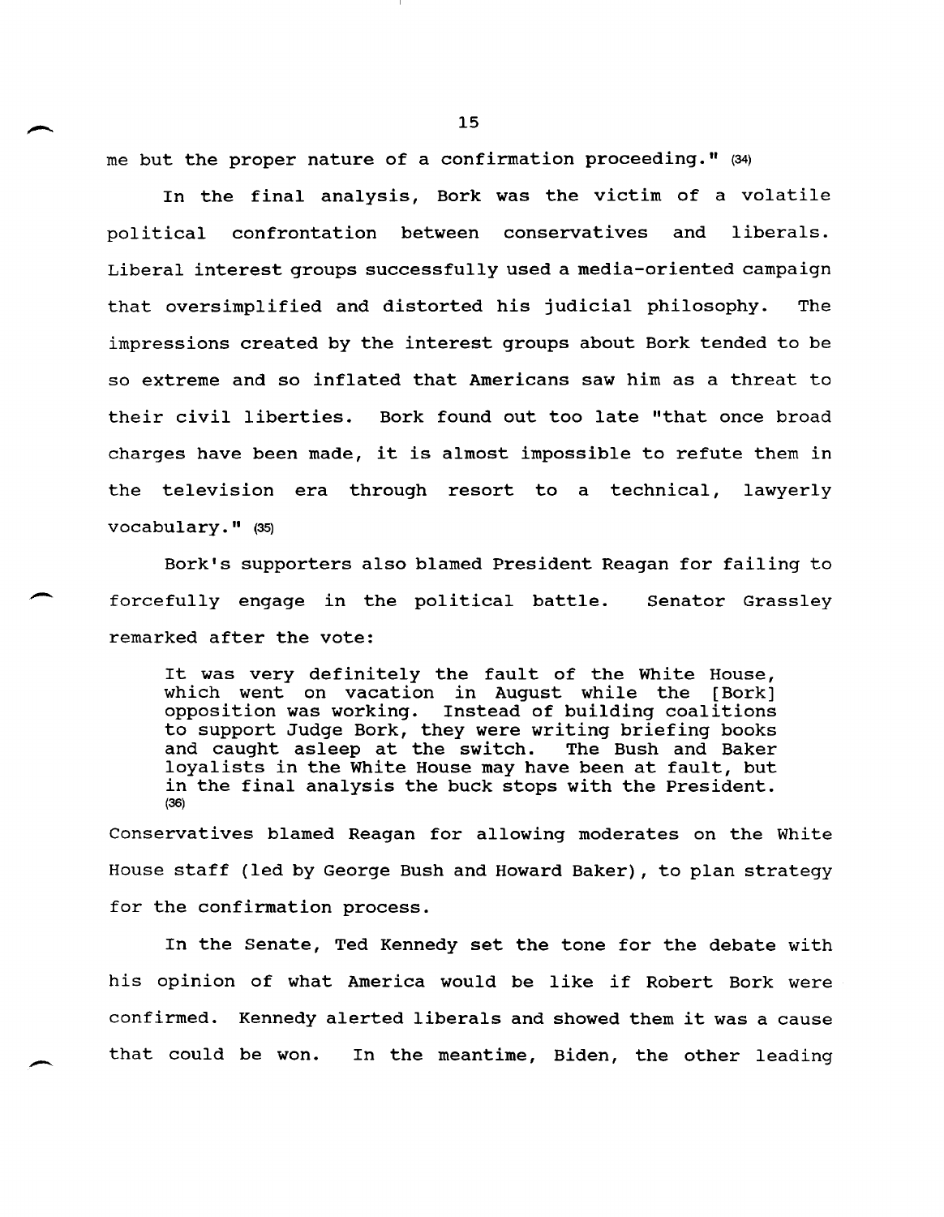me but the proper nature of a confirmation proceeding." (34)

In the final analysis, Bork was the victim of a volatile political confrontation between conservatives and liberals. Liberal interest groups successfully used a media-oriented campaign that oversimplified and distorted his judicial philosophy. The impressions created by the interest groups about Bork tended to be so extreme and so inflated that Americans saw him as a threat to their civil liberties. Bork found out too late "that once broad charges have been made, it is almost impossible to refute them in the television era through resort to a technical, lawyerly vocabulary." (35)

Bork's supporters also blamed President Reagan for failing to forcefully engage in the political battle. Senator Grassley remarked after the vote:

> It was very definitely the fault of the White House, which went on vacation in August while the [Bork] opposition was working. Instead of building coalitions to support Judge Bork, they were writing briefing books and caught asleep at the switch. The Bush and Baker loyalists in the White House may have been at fault, but in the final analysis the buck stops with the President. (36)

Conservatives blamed Reagan for allowing moderates on the White House staff (led by George Bush and Howard Baker), to plan strategy for the confirmation process.

In the Senate, Ted Kennedy set the tone for the debate with his opinion of what America would be like if Robert Bork were confirmed. Kennedy alerted liberals and showed them it was a cause that could be won. In the meantime, Biden, the other leading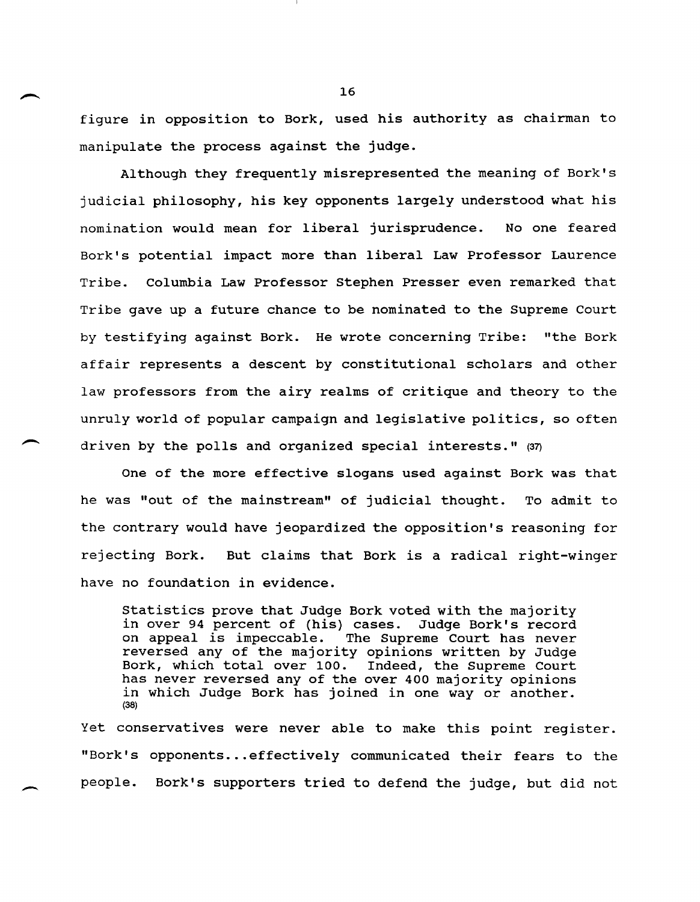figure in opposition to Bork, used his authority as chairman to manipulate the process against the judge.

Although they frequently misrepresented the meaning of Bork's judicial philosophy, his key opponents largely understood what his nomination would mean for liberal jurisprudence. No one feared Bork's potential impact more than liberal Law Professor Laurence Tribe. Columbia Law Professor Stephen Presser even remarked that Tribe gave up a future chance to be nominated to the Supreme Court by testifying against Bork. He wrote concerning Tribe: "the Bork affair represents a descent by constitutional scholars and other law professors from the airy realms of critique and theory to the unruly world of popular campaign and legislative politics, so often driven by the polls and organized special interests." (37)

One of the more effective slogans used against Bork was that he was "out of the mainstream" of judicial thought. To admit to the contrary would have jeopardized the opposition's reasoning for rejecting Bork. But claims that Bork is a radical right-winger have no foundation in evidence.

> Statistics prove that Judge Bork voted with the majority in over 94 percent of (his) cases. Judge Bork's record on appeal is impeccable. The Supreme Court has never reversed any of the majority opinions written by Judge Bork, which total over 100. Indeed, the Supreme Court has never reversed any of the over 400 majority opinions in which Judge Bork has joined in one way or another. (38)

Yet conservatives were never able to make this point register. "Bork's opponents...effectively communicated their fears to the people. Bork's supporters tried to defend the judge, but did not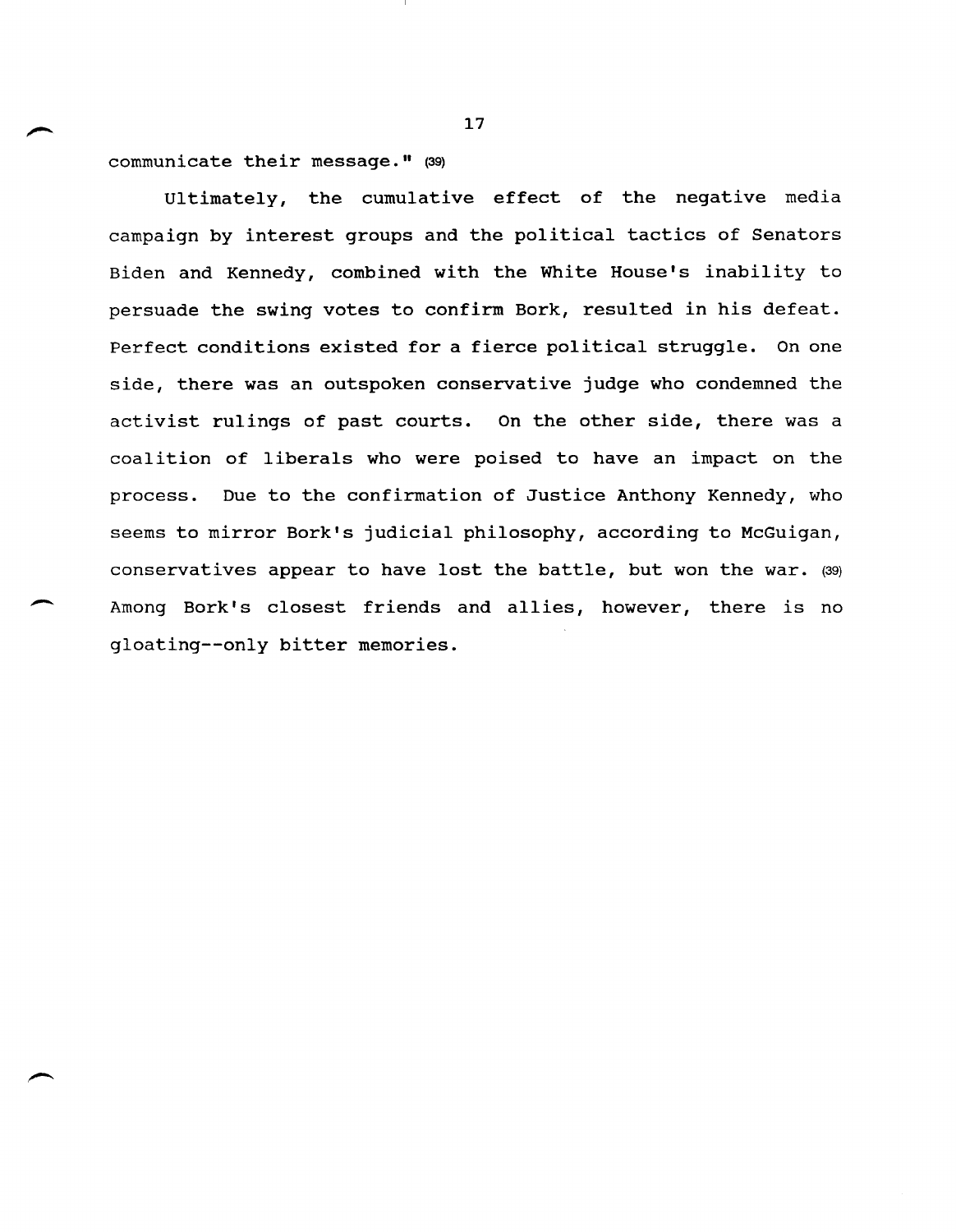communicate their message." (39)

Ultimately, the cumulative effect of the negative media campaign by interest groups and the political tactics of Senators Biden and Kennedy, combined with the White House's inability to persuade the swing votes to confirm Bork, resulted in his defeat. Perfect conditions existed for a fierce political struggle. On one side, there was an outspoken conservative judge who condemned the activist rulings of past courts. On the other side, there was a coalition of liberals who were poised to have an impact on the process. Due to the confirmation of Justice Anthony Kennedy, who seems to mirror Bork's judicial philosophy, according to McGuigan, conservatives appear to have lost the battle, but won the war. (39) Among Bork's closest friends and allies, however, there is no gloating--only bitter memories.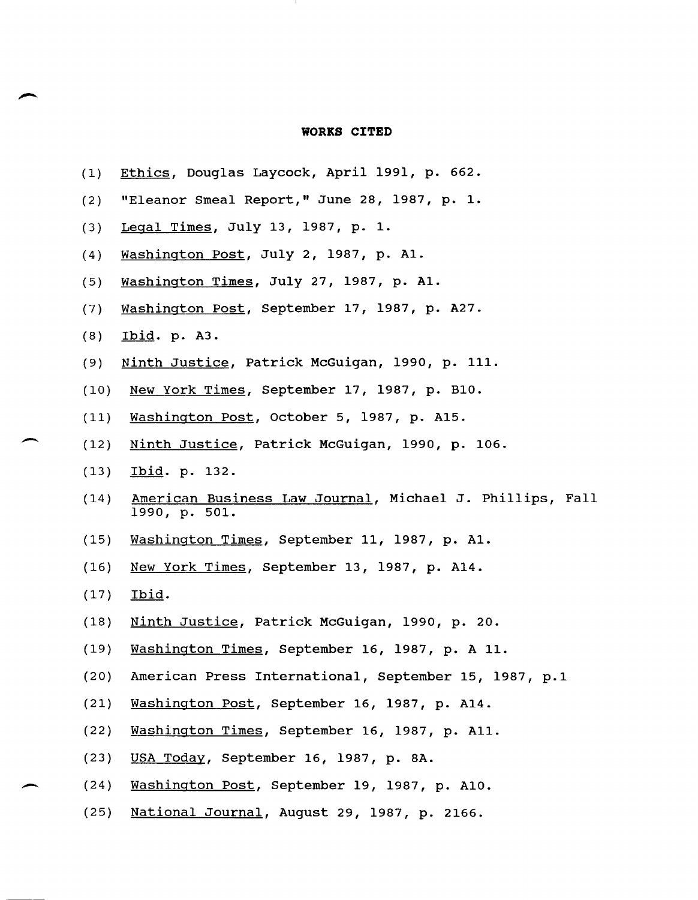**WORKS CITED**

(1) Ethics, Douglas Laycock, April 1991, p. 662.

(2) "Eleanor Smeal Report," June 28, 1987, p. 1.

(3) Legal Times, July 13, 1987, p. 1.

(4) Washington Post, July 2, 1987, p. A1.

(5) Washington Times, July 27, 1987, p. A1.

(7) Washington Post, September 17, 1987, p. A27.

(8) Ibid. p. A3.

(9) Ninth Justice, Patrick McGuigan, 1990, p. 111.

(10) New York Times, September 17, 1987, p. B10.

(11) Washington Post, October 5, 1987, p. A15.

(12) Ninth Justice, Patrick McGuigan, 1990, p. 106.

(13) Ibid. p. 132.

(14) American Business Law Journal, Michael J. Phillips, Fall 1990, p. 501.

(15) Washington Times, September 11, 1987, p. A1.

(16) New York Times, September 13, 1987, p. A14.

(17) Ibid.

(18) Ninth Justice, Patrick McGuigan, 1990, p. 20.

(19) Washington Times, September 16, 1987, p. A 11.

(20) American Press International, September 15, 1987, p.1

(21) Washington Post, September 16, 1987, p. A14.

(22) Washington Times, September 16, 1987, p. A11.

(23) USA Today, September 16, 1987, p. 8A.

(24) Washington Post, September 19, 1987, p. A10.

(25) National Journal, August 29, 1987, p. 2166.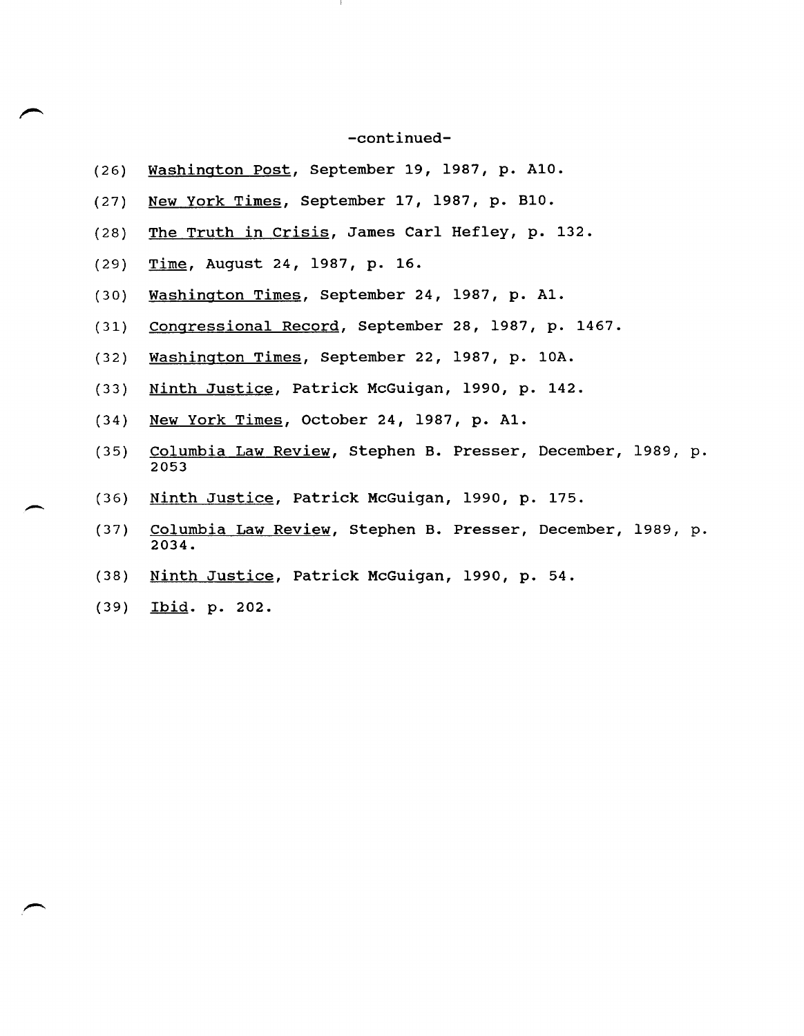-continued-

(26) Washington Post, September 19, 1987, p. A10.

(27) New York Times, September 17, 1987, p. B10.

(28) The Truth in Crisis, James Carl Hefley, p. 132.

(29) Time, August 24, 1987, p. 16.

(30) Washington Times, September 24, 1987, p. A1.

(31) Congressional Record, September 28, 1987, p. 1467.

(32) Washington Times, September 22, 1987, p. 10A.

(33) Ninth Justice, Patrick McGuigan, 1990, p. 142.

(34) New York Times, October 24, 1987, p. A1.

(35) Columbia Law Review, Stephen B. Presser, December, 1989, p. 2053

(36) Ninth Justice, Patrick McGuigan, 1990, p. 175.

(37) Columbia Law Review, Stephen B. Presser, December, 1989, p. 2034.

(38) Ninth Justice, Patrick McGuigan, 1990, p. 54.

(39) Ibid. p. 202.